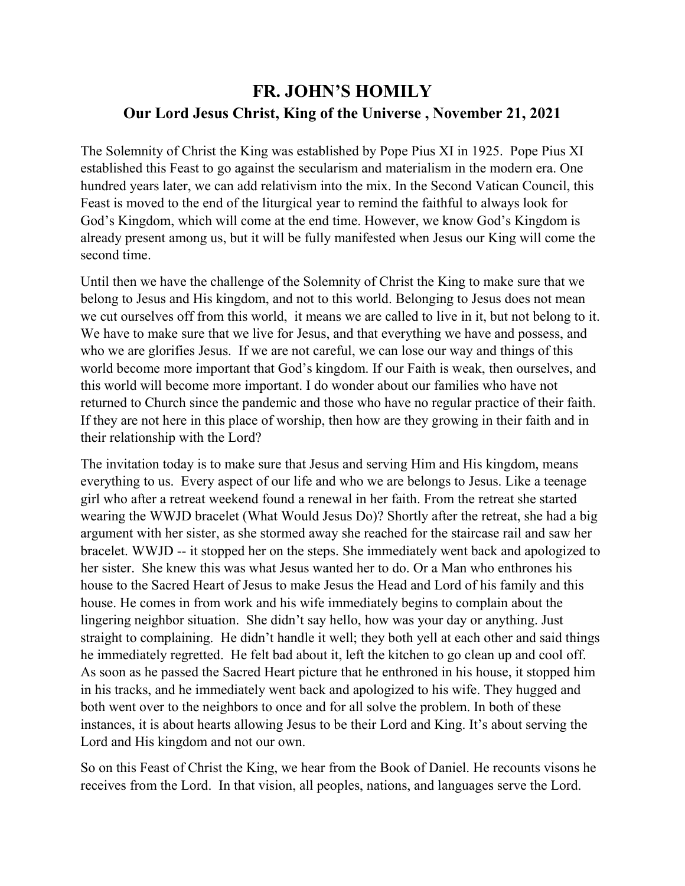# FR. JOHN'S HOMILY

## Our Lord Jesus Christ, King of the Universe , November 21, 2021

The Solemnity of Christ the King was established by Pope Pius XI in 1925. Pope Pius XI established this Feast to go against the secularism and materialism in the modern era. One hundred years later, we can add relativism into the mix. In the Second Vatican Council, this Feast is moved to the end of the liturgical year to remind the faithful to always look for God's Kingdom, which will come at the end time. However, we know God's Kingdom is already present among us, but it will be fully manifested when Jesus our King will come the second time.

Until then we have the challenge of the Solemnity of Christ the King to make sure that we belong to Jesus and His kingdom, and not to this world. Belonging to Jesus does not mean we cut ourselves off from this world, it means we are called to live in it, but not belong to it. We have to make sure that we live for Jesus, and that everything we have and possess, and who we are glorifies Jesus. If we are not careful, we can lose our way and things of this world become more important that God's kingdom. If our Faith is weak, then ourselves, and this world will become more important. I do wonder about our families who have not returned to Church since the pandemic and those who have no regular practice of their faith. If they are not here in this place of worship, then how are they growing in their faith and in their relationship with the Lord?

The invitation today is to make sure that Jesus and serving Him and His kingdom, means everything to us. Every aspect of our life and who we are belongs to Jesus. Like a teenage girl who after a retreat weekend found a renewal in her faith. From the retreat she started wearing the WWJD bracelet (What Would Jesus Do)? Shortly after the retreat, she had a big argument with her sister, as she stormed away she reached for the staircase rail and saw her bracelet. WWJD -- it stopped her on the steps. She immediately went back and apologized to her sister. She knew this was what Jesus wanted her to do. Or a Man who enthrones his house to the Sacred Heart of Jesus to make Jesus the Head and Lord of his family and this house. He comes in from work and his wife immediately begins to complain about the lingering neighbor situation. She didn't say hello, how was your day or anything. Just straight to complaining. He didn't handle it well; they both yell at each other and said things he immediately regretted. He felt bad about it, left the kitchen to go clean up and cool off. As soon as he passed the Sacred Heart picture that he enthroned in his house, it stopped him in his tracks, and he immediately went back and apologized to his wife. They hugged and both went over to the neighbors to once and for all solve the problem. In both of these instances, it is about hearts allowing Jesus to be their Lord and King. It's about serving the Lord and His kingdom and not our own.

So on this Feast of Christ the King, we hear from the Book of Daniel. He recounts visons he receives from the Lord. In that vision, all peoples, nations, and languages serve the Lord.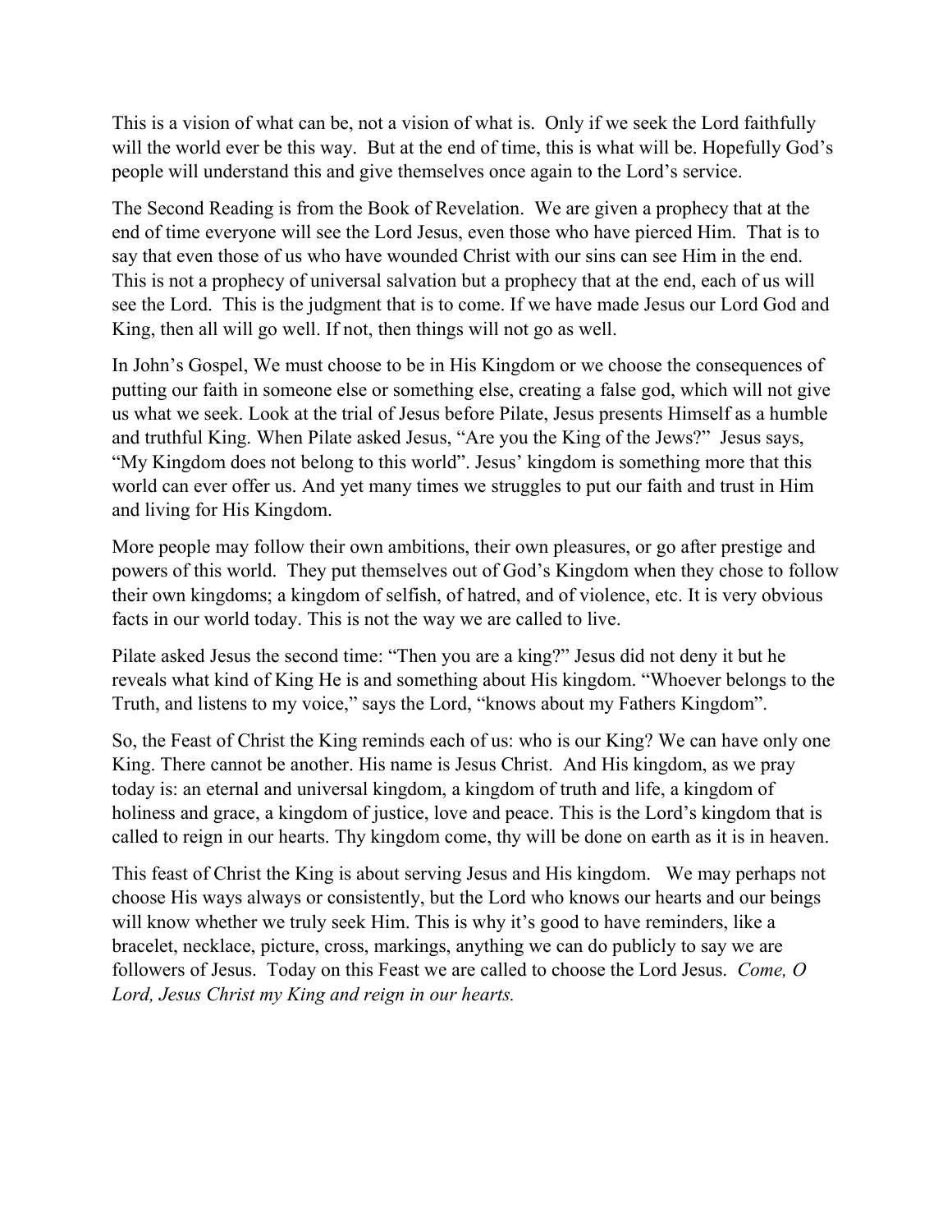This is a vision of what can be, not a vision of what is. Only if we seek the Lord faithfully will the world ever be this way. But at the end of time, this is what will be. Hopefully God's people will understand this and give themselves once again to the Lord's service.

The Second Reading is from the Book of Revelation. We are given a prophecy that at the end of time everyone will see the Lord Jesus, even those who have pierced Him. That is to say that even those of us who have wounded Christ with our sins can see Him in the end. This is not a prophecy of universal salvation but a prophecy that at the end, each of us will see the Lord. This is the judgment that is to come. If we have made Jesus our Lord God and King, then all will go well. If not, then things will not go as well.

In John's Gospel, We must choose to be in His Kingdom or we choose the consequences of putting our faith in someone else or something else, creating a false god, which will not give us what we seek. Look at the trial of Jesus before Pilate, Jesus presents Himself as a humble and truthful King. When Pilate asked Jesus, "Are you the King of the Jews?" Jesus says, "My Kingdom does not belong to this world". Jesus' kingdom is something more that this world can ever offer us. And yet many times we struggles to put our faith and trust in Him and living for His Kingdom.

More people may follow their own ambitions, their own pleasures, or go after prestige and powers of this world. They put themselves out of God's Kingdom when they chose to follow their own kingdoms; a kingdom of selfish, of hatred, and of violence, etc. It is very obvious facts in our world today. This is not the way we are called to live.

Pilate asked Jesus the second time: "Then you are a king?" Jesus did not deny it but he reveals what kind of King He is and something about His kingdom. "Whoever belongs to the Truth, and listens to my voice," says the Lord, "knows about my Fathers Kingdom".

So, the Feast of Christ the King reminds each of us: who is our King? We can have only one King. There cannot be another. His name is Jesus Christ. And His kingdom, as we pray today is: an eternal and universal kingdom, a kingdom of truth and life, a kingdom of holiness and grace, a kingdom of justice, love and peace. This is the Lord's kingdom that is called to reign in our hearts. Thy kingdom come, thy will be done on earth as it is in heaven.

This feast of Christ the King is about serving Jesus and His kingdom. We may perhaps not choose His ways always or consistently, but the Lord who knows our hearts and our beings will know whether we truly seek Him. This is why it's good to have reminders, like a bracelet, necklace, picture, cross, markings, anything we can do publicly to say we are followers of Jesus. Today on this Feast we are called to choose the Lord Jesus. *Come, O Lord, Jesus Christ my King and reign in our hearts.*